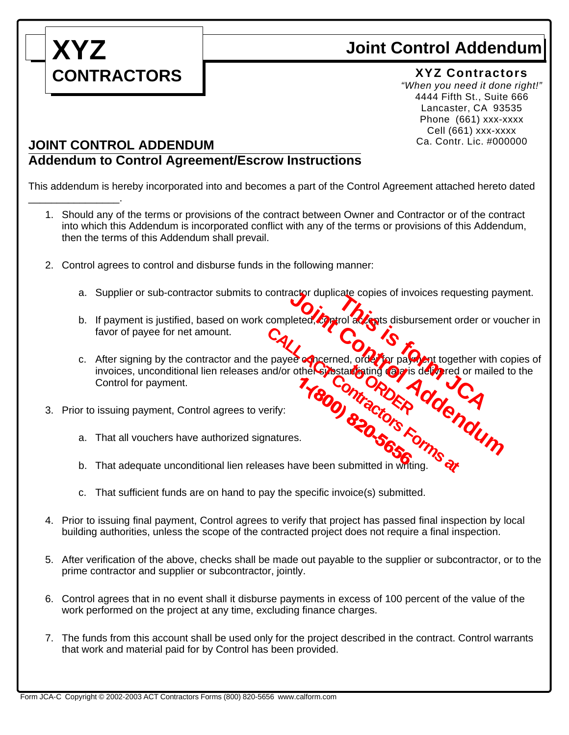# XYZ CONTRACTORS

## Joint Control Addendum

**XYZ Contractors**
*"When you need it done right!"*
4444 Fifth St., Suite 666
Lancaster, CA 93535
Phone (661) xxx-xxxx
Cell (661) xxx-xxxx
Ca. Contr. Lic. #000000

## JOINT CONTROL ADDENDUM

### Addendum to Control Agreement/Escrow Instructions

This addendum is hereby incorporated into and becomes a part of the Control Agreement attached hereto dated _______________.

1. Should any of the terms or provisions of the contract between Owner and Contractor or of the contract into which this Addendum is incorporated conflict with any of the terms or provisions of this Addendum, then the terms of this Addendum shall prevail.

2. Control agrees to control and disburse funds in the following manner:

   a. Supplier or sub-contractor submits to contractor duplicate copies of invoices requesting payment.

   b. If payment is justified, based on work completed, control accepts disbursement order or voucher in favor of payee for net amount.

   c. After signing by the contractor and the payee concerned, order for payment together with copies of invoices, unconditional lien releases and/or other substantiating data is delivered or mailed to the Control for payment.

3. Prior to issuing payment, Control agrees to verify:

   a. That all vouchers have authorized signatures.

   b. That adequate unconditional lien releases have been submitted in writing.

   c. That sufficient funds are on hand to pay the specific invoice(s) submitted.

4. Prior to issuing final payment, Control agrees to verify that project has passed final inspection by local building authorities, unless the scope of the contracted project does not require a final inspection.

5. After verification of the above, checks shall be made out payable to the supplier or subcontractor, or to the prime contractor and supplier or subcontractor, jointly.

6. Control agrees that in no event shall it disburse payments in excess of 100 percent of the value of the work performed on the project at any time, excluding finance charges.

7. The funds from this account shall be used only for the project described in the contract. Control warrants that work and material paid for by Control has been provided.

This is form JCA Joint Control Addendum
CALL ACT Contractors Forms at 1-(800) 820-5656 to ORDER

Form JCA-C Copyright © 2002-2003 ACT Contractors Forms (800) 820-5656 www.calform.com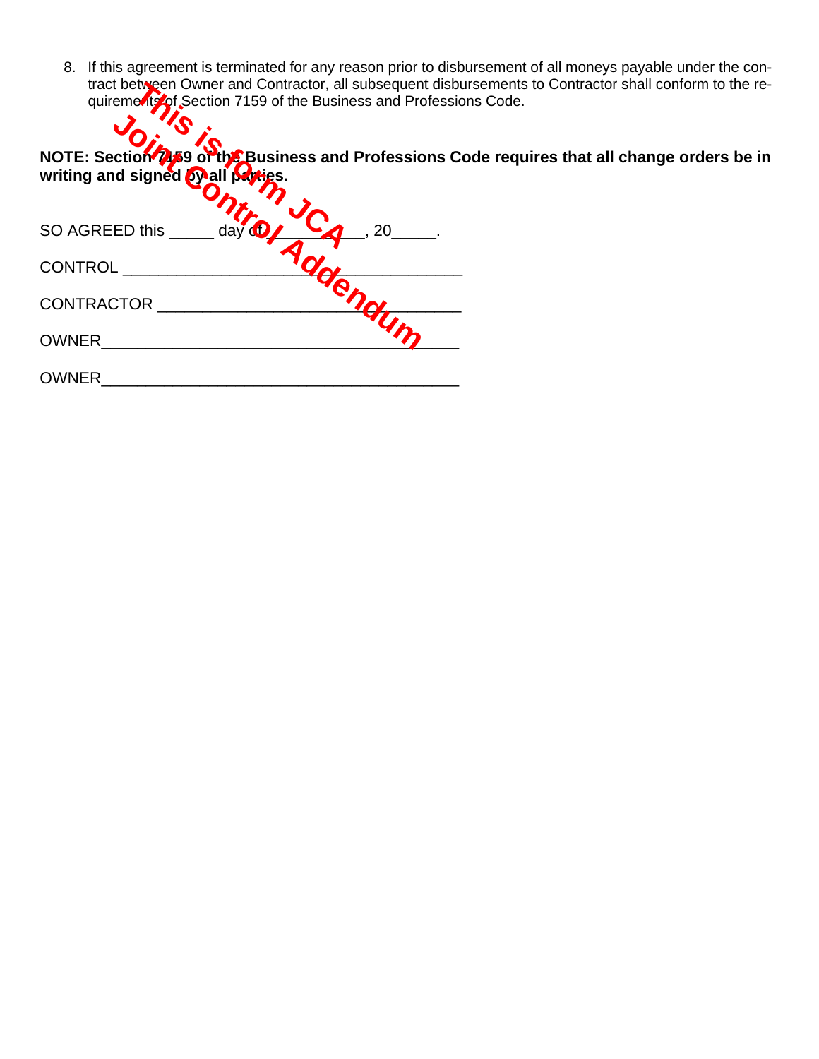8. If this agreement is terminated for any reason prior to disbursement of all moneys payable under the contract between Owner and Contractor, all subsequent disbursements to Contractor shall conform to the requirements of Section 7159 of the Business and Professions Code.

This is form JCA Joint Control Addendum

**NOTE: Section 7159 of the Business and Professions Code requires that all change orders be in writing and signed by all parties.**

SO AGREED this _____ day of __________, 20_____.

CONTROL ______________________________________

CONTRACTOR __________________________________

OWNER_________________________________________

OWNER_________________________________________